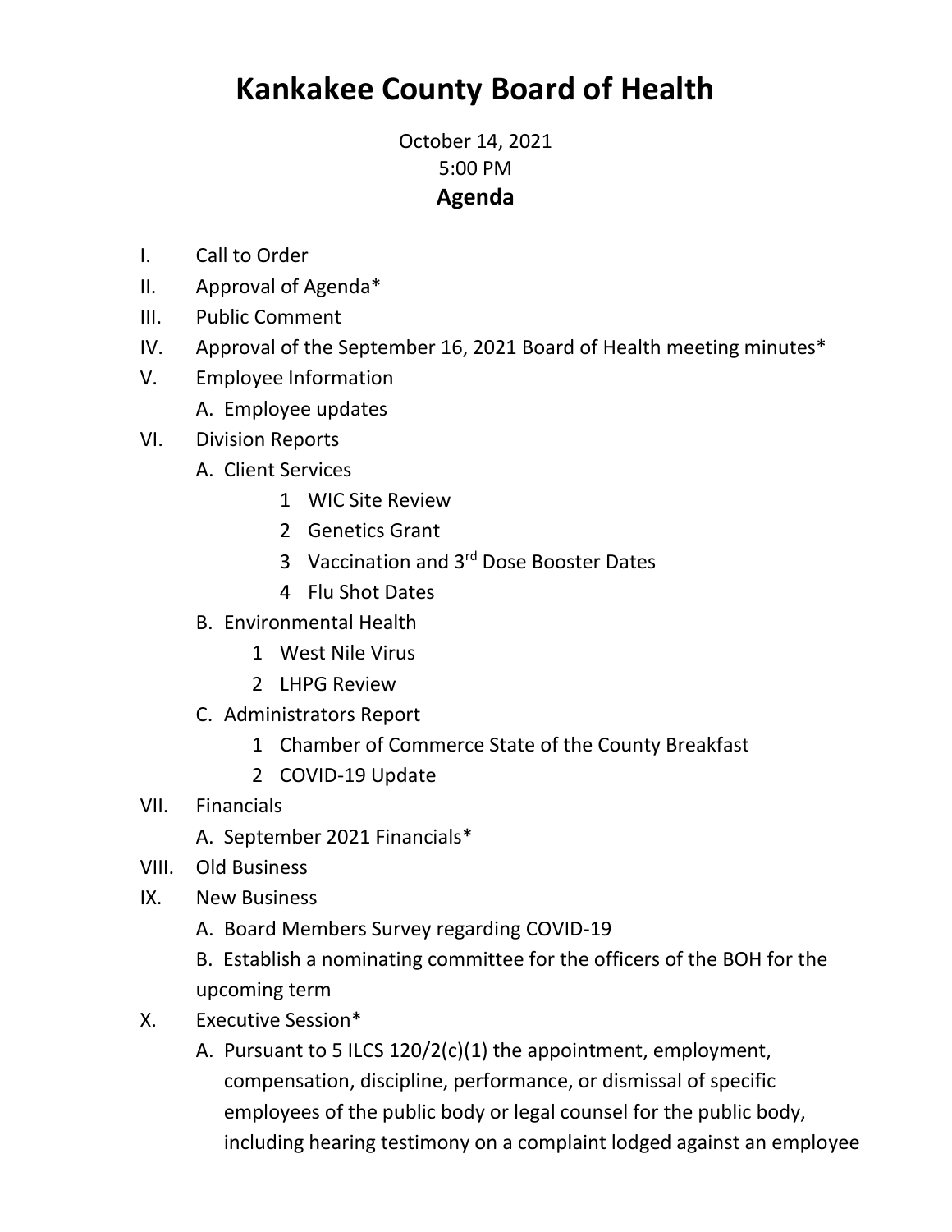# Kankakee County Board of Health

October 14, 2021
5:00 PM

**Agenda**

I. Call to Order
II. Approval of Agenda*
III. Public Comment
IV. Approval of the September 16, 2021 Board of Health meeting minutes*
V. Employee Information
   A. Employee updates
VI. Division Reports
   A. Client Services
      1 WIC Site Review
      2 Genetics Grant
      3 Vaccination and 3rd Dose Booster Dates
      4 Flu Shot Dates
   B. Environmental Health
      1 West Nile Virus
      2 LHPG Review
   C. Administrators Report
      1 Chamber of Commerce State of the County Breakfast
      2 COVID-19 Update
VII. Financials
   A. September 2021 Financials*
VIII. Old Business
IX. New Business
   A. Board Members Survey regarding COVID-19
   B. Establish a nominating committee for the officers of the BOH for the upcoming term
X. Executive Session*
   A. Pursuant to 5 ILCS 120/2(c)(1) the appointment, employment, compensation, discipline, performance, or dismissal of specific employees of the public body or legal counsel for the public body, including hearing testimony on a complaint lodged against an employee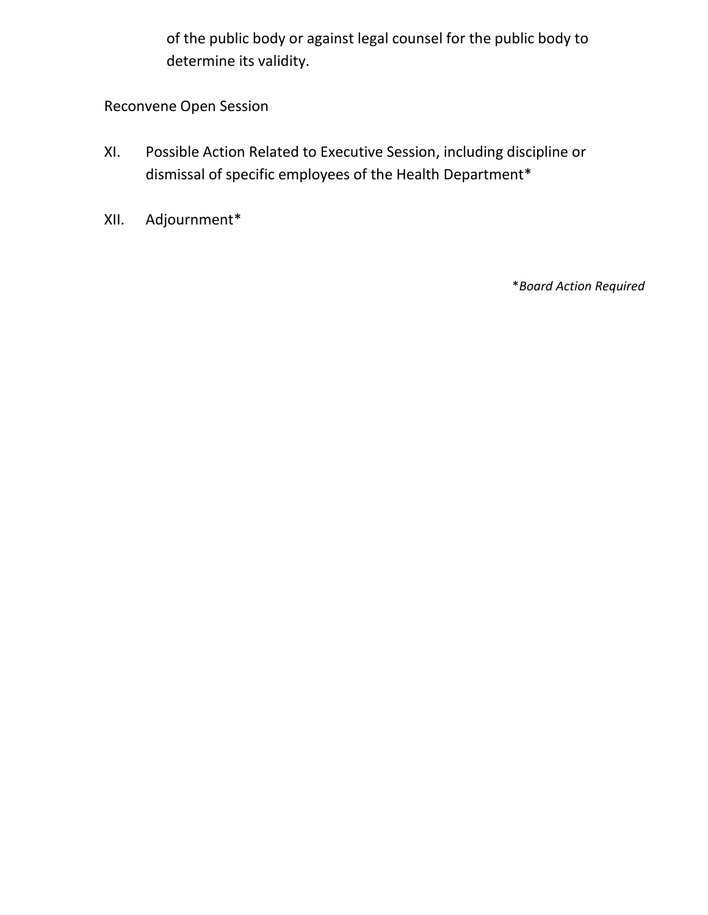of the public body or against legal counsel for the public body to determine its validity.

Reconvene Open Session

XI. Possible Action Related to Executive Session, including discipline or dismissal of specific employees of the Health Department*

XII. Adjournment*

*\*Board Action Required*